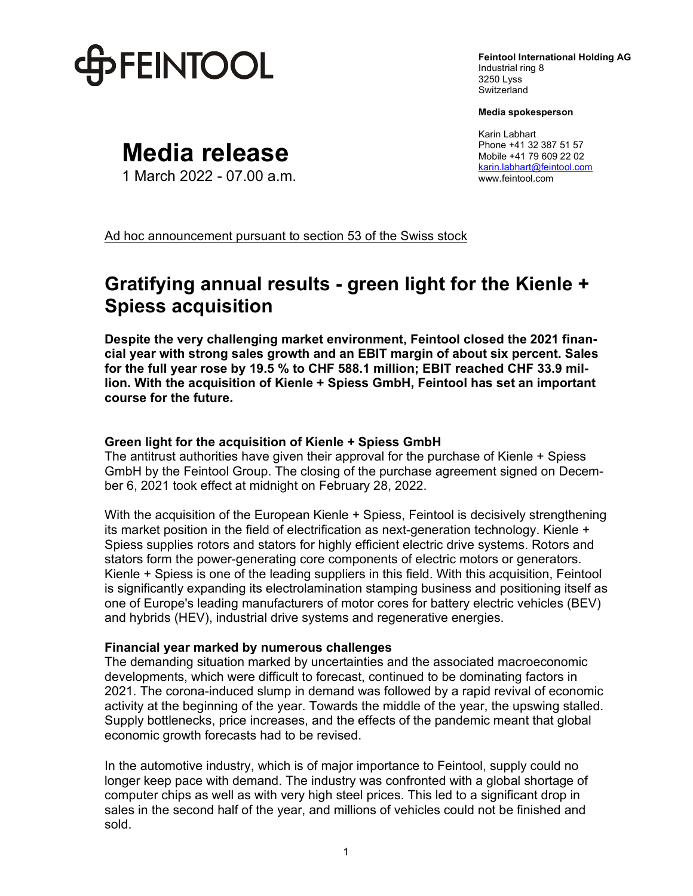FEINTOOL

**Feintool International Holding AG**
Industrial ring 8
3250 Lyss
Switzerland

**Media spokesperson**

Karin Labhart
Phone +41 32 387 51 57
Mobile +41 79 609 22 02
karin.labhart@feintool.com
www.feintool.com

# Media release

1 March 2022 - 07.00 a.m.

Ad hoc announcement pursuant to section 53 of the Swiss stock

## Gratifying annual results - green light for the Kienle + Spiess acquisition

**Despite the very challenging market environment, Feintool closed the 2021 financial year with strong sales growth and an EBIT margin of about six percent. Sales for the full year rose by 19.5 % to CHF 588.1 million; EBIT reached CHF 33.9 million. With the acquisition of Kienle + Spiess GmbH, Feintool has set an important course for the future.**

### Green light for the acquisition of Kienle + Spiess GmbH

The antitrust authorities have given their approval for the purchase of Kienle + Spiess GmbH by the Feintool Group. The closing of the purchase agreement signed on December 6, 2021 took effect at midnight on February 28, 2022.

With the acquisition of the European Kienle + Spiess, Feintool is decisively strengthening its market position in the field of electrification as next-generation technology. Kienle + Spiess supplies rotors and stators for highly efficient electric drive systems. Rotors and stators form the power-generating core components of electric motors or generators. Kienle + Spiess is one of the leading suppliers in this field. With this acquisition, Feintool is significantly expanding its electrolamination stamping business and positioning itself as one of Europe's leading manufacturers of motor cores for battery electric vehicles (BEV) and hybrids (HEV), industrial drive systems and regenerative energies.

### Financial year marked by numerous challenges

The demanding situation marked by uncertainties and the associated macroeconomic developments, which were difficult to forecast, continued to be dominating factors in 2021. The corona-induced slump in demand was followed by a rapid revival of economic activity at the beginning of the year. Towards the middle of the year, the upswing stalled. Supply bottlenecks, price increases, and the effects of the pandemic meant that global economic growth forecasts had to be revised.

In the automotive industry, which is of major importance to Feintool, supply could no longer keep pace with demand. The industry was confronted with a global shortage of computer chips as well as with very high steel prices. This led to a significant drop in sales in the second half of the year, and millions of vehicles could not be finished and sold.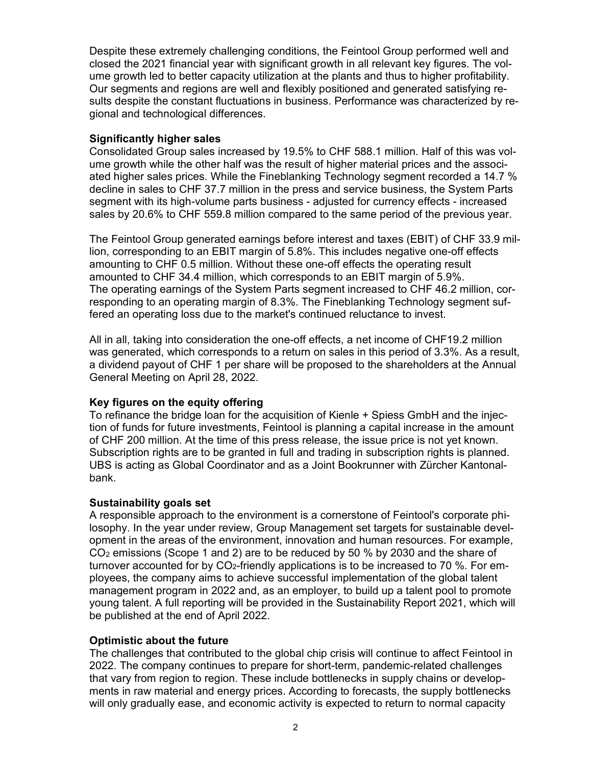Despite these extremely challenging conditions, the Feintool Group performed well and closed the 2021 financial year with significant growth in all relevant key figures. The volume growth led to better capacity utilization at the plants and thus to higher profitability. Our segments and regions are well and flexibly positioned and generated satisfying results despite the constant fluctuations in business. Performance was characterized by regional and technological differences.

**Significantly higher sales**

Consolidated Group sales increased by 19.5% to CHF 588.1 million. Half of this was volume growth while the other half was the result of higher material prices and the associated higher sales prices. While the Fineblanking Technology segment recorded a 14.7 % decline in sales to CHF 37.7 million in the press and service business, the System Parts segment with its high-volume parts business - adjusted for currency effects - increased sales by 20.6% to CHF 559.8 million compared to the same period of the previous year.

The Feintool Group generated earnings before interest and taxes (EBIT) of CHF 33.9 million, corresponding to an EBIT margin of 5.8%. This includes negative one-off effects amounting to CHF 0.5 million. Without these one-off effects the operating result amounted to CHF 34.4 million, which corresponds to an EBIT margin of 5.9%. The operating earnings of the System Parts segment increased to CHF 46.2 million, corresponding to an operating margin of 8.3%. The Fineblanking Technology segment suffered an operating loss due to the market's continued reluctance to invest.

All in all, taking into consideration the one-off effects, a net income of CHF19.2 million was generated, which corresponds to a return on sales in this period of 3.3%. As a result, a dividend payout of CHF 1 per share will be proposed to the shareholders at the Annual General Meeting on April 28, 2022.

**Key figures on the equity offering**

To refinance the bridge loan for the acquisition of Kienle + Spiess GmbH and the injection of funds for future investments, Feintool is planning a capital increase in the amount of CHF 200 million. At the time of this press release, the issue price is not yet known. Subscription rights are to be granted in full and trading in subscription rights is planned. UBS is acting as Global Coordinator and as a Joint Bookrunner with Zürcher Kantonalbank.

**Sustainability goals set**

A responsible approach to the environment is a cornerstone of Feintool's corporate philosophy. In the year under review, Group Management set targets for sustainable development in the areas of the environment, innovation and human resources. For example, $CO_2$ emissions (Scope 1 and 2) are to be reduced by 50 % by 2030 and the share of turnover accounted for by $CO_2$-friendly applications is to be increased to 70 %. For employees, the company aims to achieve successful implementation of the global talent management program in 2022 and, as an employer, to build up a talent pool to promote young talent. A full reporting will be provided in the Sustainability Report 2021, which will be published at the end of April 2022.

**Optimistic about the future**

The challenges that contributed to the global chip crisis will continue to affect Feintool in 2022. The company continues to prepare for short-term, pandemic-related challenges that vary from region to region. These include bottlenecks in supply chains or developments in raw material and energy prices. According to forecasts, the supply bottlenecks will only gradually ease, and economic activity is expected to return to normal capacity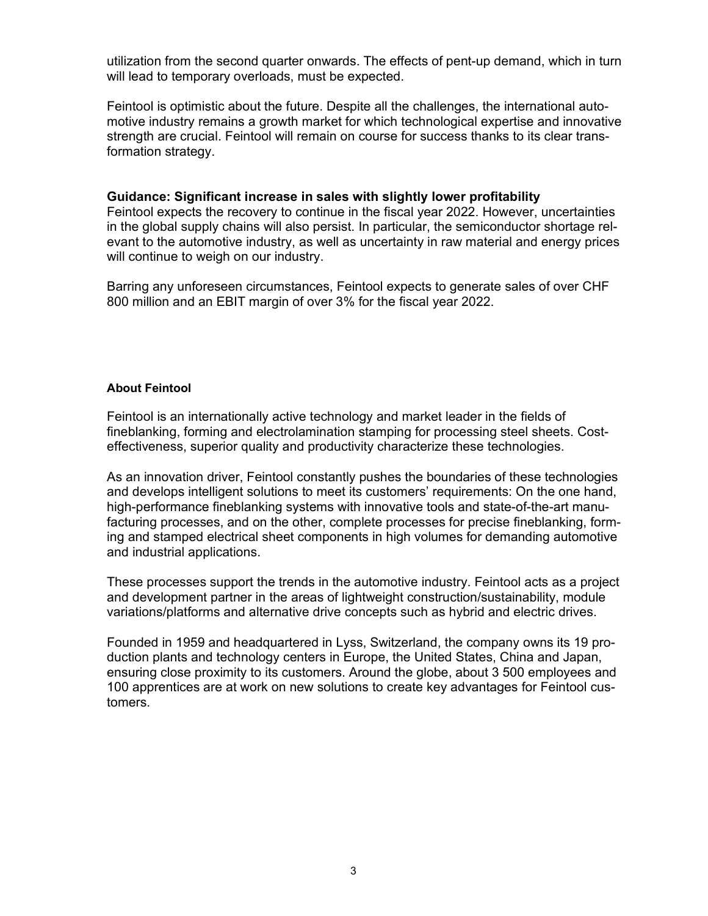utilization from the second quarter onwards. The effects of pent-up demand, which in turn will lead to temporary overloads, must be expected.

Feintool is optimistic about the future. Despite all the challenges, the international automotive industry remains a growth market for which technological expertise and innovative strength are crucial. Feintool will remain on course for success thanks to its clear transformation strategy.

**Guidance: Significant increase in sales with slightly lower profitability**

Feintool expects the recovery to continue in the fiscal year 2022. However, uncertainties in the global supply chains will also persist. In particular, the semiconductor shortage relevant to the automotive industry, as well as uncertainty in raw material and energy prices will continue to weigh on our industry.

Barring any unforeseen circumstances, Feintool expects to generate sales of over CHF 800 million and an EBIT margin of over 3% for the fiscal year 2022.

**About Feintool**

Feintool is an internationally active technology and market leader in the fields of fineblanking, forming and electrolamination stamping for processing steel sheets. Cost-effectiveness, superior quality and productivity characterize these technologies.

As an innovation driver, Feintool constantly pushes the boundaries of these technologies and develops intelligent solutions to meet its customers' requirements: On the one hand, high-performance fineblanking systems with innovative tools and state-of-the-art manufacturing processes, and on the other, complete processes for precise fineblanking, forming and stamped electrical sheet components in high volumes for demanding automotive and industrial applications.

These processes support the trends in the automotive industry. Feintool acts as a project and development partner in the areas of lightweight construction/sustainability, module variations/platforms and alternative drive concepts such as hybrid and electric drives.

Founded in 1959 and headquartered in Lyss, Switzerland, the company owns its 19 production plants and technology centers in Europe, the United States, China and Japan, ensuring close proximity to its customers. Around the globe, about 3 500 employees and 100 apprentices are at work on new solutions to create key advantages for Feintool customers.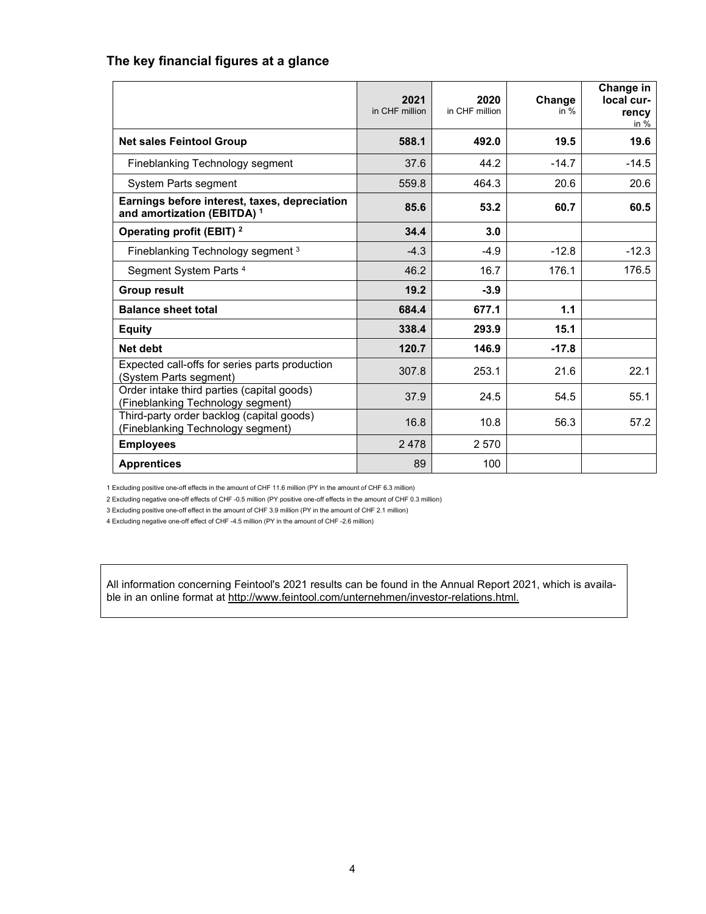## The key financial figures at a glance

| | 2021 in CHF million | 2020 in CHF million | Change in % | Change in local currency in % |
|---|---|---|---|---|
| **Net sales Feintool Group** | **588.1** | **492.0** | **19.5** | **19.6** |
| Fineblanking Technology segment | 37.6 | 44.2 | -14.7 | -14.5 |
| System Parts segment | 559.8 | 464.3 | 20.6 | 20.6 |
| **Earnings before interest, taxes, depreciation and amortization (EBITDA)** [1] | **85.6** | **53.2** | **60.7** | **60.5** |
| **Operating profit (EBIT)** [2] | **34.4** | **3.0** | | |
| Fineblanking Technology segment [3] | -4.3 | -4.9 | -12.8 | -12.3 |
| Segment System Parts [4] | 46.2 | 16.7 | 176.1 | 176.5 |
| **Group result** | **19.2** | **-3.9** | | |
| **Balance sheet total** | **684.4** | **677.1** | **1.1** | |
| **Equity** | **338.4** | **293.9** | **15.1** | |
| **Net debt** | **120.7** | **146.9** | **-17.8** | |
| Expected call-offs for series parts production (System Parts segment) | 307.8 | 253.1 | 21.6 | 22.1 |
| Order intake third parties (capital goods) (Fineblanking Technology segment) | 37.9 | 24.5 | 54.5 | 55.1 |
| Third-party order backlog (capital goods) (Fineblanking Technology segment) | 16.8 | 10.8 | 56.3 | 57.2 |
| **Employees** | 2 478 | 2 570 | | |
| **Apprentices** | 89 | 100 | | |

1 Excluding positive one-off effects in the amount of CHF 11.6 million (PY in the amount of CHF 6.3 million)

2 Excluding negative one-off effects of CHF -0.5 million (PY positive one-off effects in the amount of CHF 0.3 million)

3 Excluding positive one-off effect in the amount of CHF 3.9 million (PY in the amount of CHF 2.1 million)

4 Excluding negative one-off effect of CHF -4.5 million (PY in the amount of CHF -2.6 million)

All information concerning Feintool's 2021 results can be found in the Annual Report 2021, which is available in an online format at http://www.feintool.com/unternehmen/investor-relations.html.